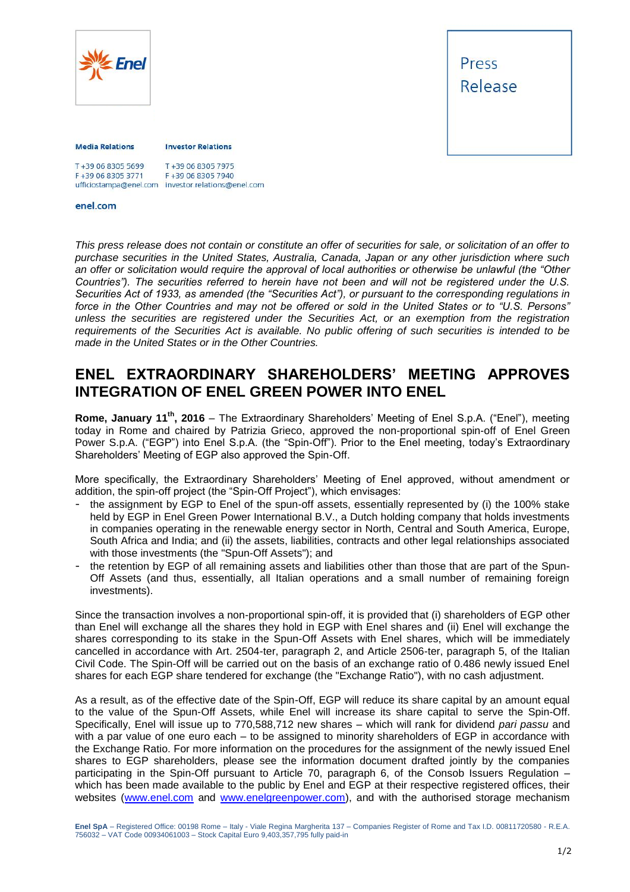Press Release

**Media Relations**

T +39 06 8305 5699
F +39 06 8305 3771
ufficiostampa@enel.com

**Investor Relations**

T +39 06 8305 7975
F +39 06 8305 7940
investor.relations@enel.com

**enel.com**

*This press release does not contain or constitute an offer of securities for sale, or solicitation of an offer to purchase securities in the United States, Australia, Canada, Japan or any other jurisdiction where such an offer or solicitation would require the approval of local authorities or otherwise be unlawful (the "Other Countries"). The securities referred to herein have not been and will not be registered under the U.S. Securities Act of 1933, as amended (the "Securities Act"), or pursuant to the corresponding regulations in force in the Other Countries and may not be offered or sold in the United States or to "U.S. Persons" unless the securities are registered under the Securities Act, or an exemption from the registration requirements of the Securities Act is available. No public offering of such securities is intended to be made in the United States or in the Other Countries.*

# ENEL EXTRAORDINARY SHAREHOLDERS' MEETING APPROVES INTEGRATION OF ENEL GREEN POWER INTO ENEL

**Rome, January 11th, 2016** – The Extraordinary Shareholders' Meeting of Enel S.p.A. ("Enel"), meeting today in Rome and chaired by Patrizia Grieco, approved the non-proportional spin-off of Enel Green Power S.p.A. ("EGP") into Enel S.p.A. (the "Spin-Off"). Prior to the Enel meeting, today's Extraordinary Shareholders' Meeting of EGP also approved the Spin-Off.

More specifically, the Extraordinary Shareholders' Meeting of Enel approved, without amendment or addition, the spin-off project (the "Spin-Off Project"), which envisages:

- the assignment by EGP to Enel of the spun-off assets, essentially represented by (i) the 100% stake held by EGP in Enel Green Power International B.V., a Dutch holding company that holds investments in companies operating in the renewable energy sector in North, Central and South America, Europe, South Africa and India; and (ii) the assets, liabilities, contracts and other legal relationships associated with those investments (the "Spun-Off Assets"); and
- the retention by EGP of all remaining assets and liabilities other than those that are part of the Spun-Off Assets (and thus, essentially, all Italian operations and a small number of remaining foreign investments).

Since the transaction involves a non-proportional spin-off, it is provided that (i) shareholders of EGP other than Enel will exchange all the shares they hold in EGP with Enel shares and (ii) Enel will exchange the shares corresponding to its stake in the Spun-Off Assets with Enel shares, which will be immediately cancelled in accordance with Art. 2504-ter, paragraph 2, and Article 2506-ter, paragraph 5, of the Italian Civil Code. The Spin-Off will be carried out on the basis of an exchange ratio of 0.486 newly issued Enel shares for each EGP share tendered for exchange (the "Exchange Ratio"), with no cash adjustment.

As a result, as of the effective date of the Spin-Off, EGP will reduce its share capital by an amount equal to the value of the Spun-Off Assets, while Enel will increase its share capital to serve the Spin-Off. Specifically, Enel will issue up to 770,588,712 new shares – which will rank for dividend *pari passu* and with a par value of one euro each – to be assigned to minority shareholders of EGP in accordance with the Exchange Ratio. For more information on the procedures for the assignment of the newly issued Enel shares to EGP shareholders, please see the information document drafted jointly by the companies participating in the Spin-Off pursuant to Article 70, paragraph 6, of the Consob Issuers Regulation – which has been made available to the public by Enel and EGP at their respective registered offices, their websites (www.enel.com and www.enelgreenpower.com), and with the authorised storage mechanism

**Enel SpA** – Registered Office: 00198 Rome – Italy - Viale Regina Margherita 137 – Companies Register of Rome and Tax I.D. 00811720580 - R.E.A. 756032 – VAT Code 00934061003 – Stock Capital Euro 9,403,357,795 fully paid-in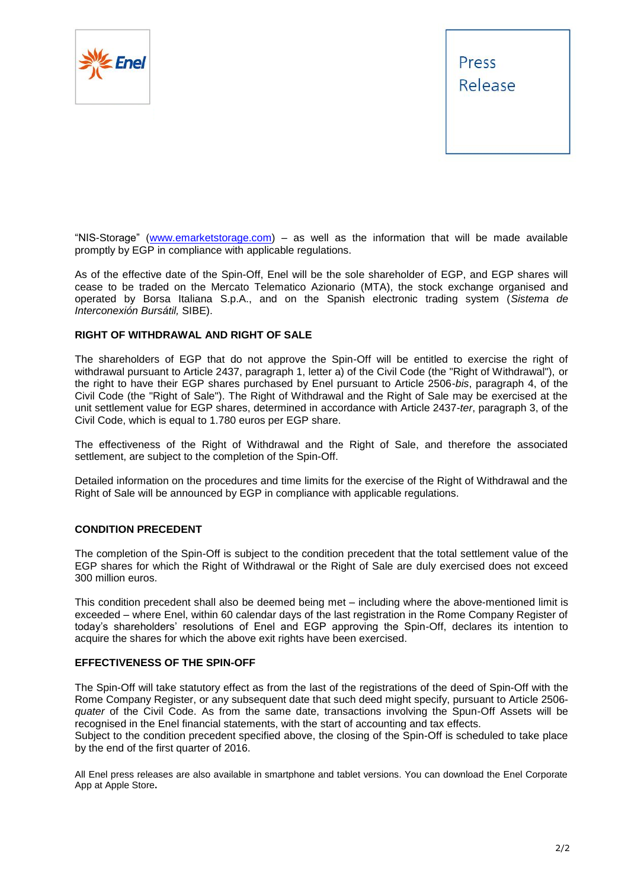"NIS-Storage" (www.emarketstorage.com) – as well as the information that will be made available promptly by EGP in compliance with applicable regulations.

As of the effective date of the Spin-Off, Enel will be the sole shareholder of EGP, and EGP shares will cease to be traded on the Mercato Telematico Azionario (MTA), the stock exchange organised and operated by Borsa Italiana S.p.A., and on the Spanish electronic trading system (*Sistema de Interconexión Bursátil,* SIBE).

**RIGHT OF WITHDRAWAL AND RIGHT OF SALE**

The shareholders of EGP that do not approve the Spin-Off will be entitled to exercise the right of withdrawal pursuant to Article 2437, paragraph 1, letter a) of the Civil Code (the "Right of Withdrawal"), or the right to have their EGP shares purchased by Enel pursuant to Article 2506-*bis*, paragraph 4, of the Civil Code (the "Right of Sale"). The Right of Withdrawal and the Right of Sale may be exercised at the unit settlement value for EGP shares, determined in accordance with Article 2437-*ter*, paragraph 3, of the Civil Code, which is equal to 1.780 euros per EGP share.

The effectiveness of the Right of Withdrawal and the Right of Sale, and therefore the associated settlement, are subject to the completion of the Spin-Off.

Detailed information on the procedures and time limits for the exercise of the Right of Withdrawal and the Right of Sale will be announced by EGP in compliance with applicable regulations.

**CONDITION PRECEDENT**

The completion of the Spin-Off is subject to the condition precedent that the total settlement value of the EGP shares for which the Right of Withdrawal or the Right of Sale are duly exercised does not exceed 300 million euros.

This condition precedent shall also be deemed being met – including where the above-mentioned limit is exceeded – where Enel, within 60 calendar days of the last registration in the Rome Company Register of today's shareholders' resolutions of Enel and EGP approving the Spin-Off, declares its intention to acquire the shares for which the above exit rights have been exercised.

**EFFECTIVENESS OF THE SPIN-OFF**

The Spin-Off will take statutory effect as from the last of the registrations of the deed of Spin-Off with the Rome Company Register, or any subsequent date that such deed might specify, pursuant to Article 2506-*quater* of the Civil Code. As from the same date, transactions involving the Spun-Off Assets will be recognised in the Enel financial statements, with the start of accounting and tax effects.
Subject to the condition precedent specified above, the closing of the Spin-Off is scheduled to take place by the end of the first quarter of 2016.

All Enel press releases are also available in smartphone and tablet versions. You can download the Enel Corporate App at Apple Store**.**